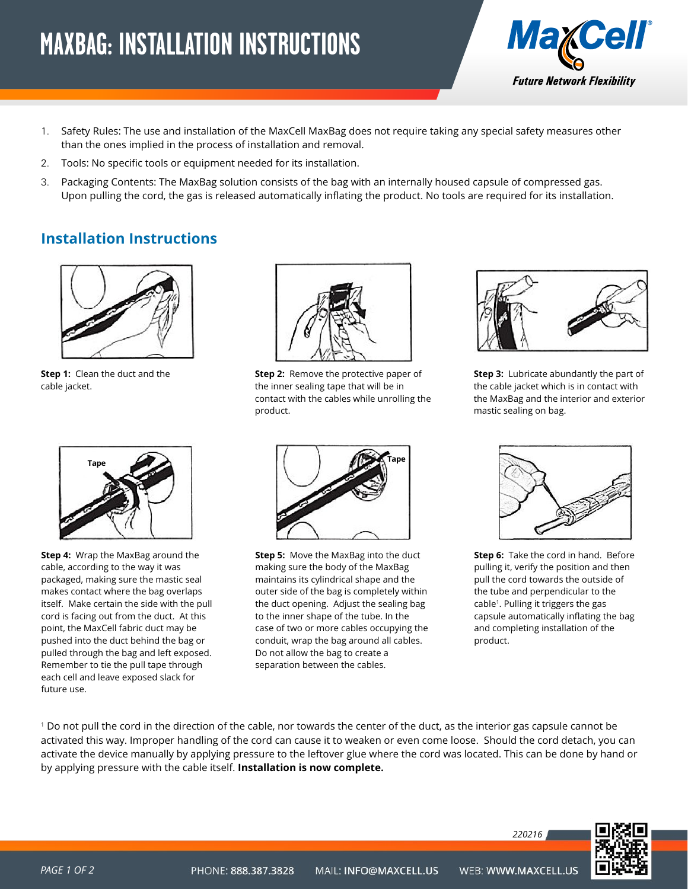# MAXBAG: INSTALLATION INSTRUCTIONS

1. Safety Rules: The use and installation of the MaxCell MaxBag does not require taking any special safety measures other than the ones implied in the process of installation and removal.
2. Tools: No specific tools or equipment needed for its installation.
3. Packaging Contents: The MaxBag solution consists of the bag with an internally housed capsule of compressed gas. Upon pulling the cord, the gas is released automatically inflating the product. No tools are required for its installation.

## Installation Instructions

**Step 1:** Clean the duct and the cable jacket.

**Step 2:** Remove the protective paper of the inner sealing tape that will be in contact with the cables while unrolling the product.

**Step 3:** Lubricate abundantly the part of the cable jacket which is in contact with the MaxBag and the interior and exterior mastic sealing on bag.

**Step 4:** Wrap the MaxBag around the cable, according to the way it was packaged, making sure the mastic seal makes contact where the bag overlaps itself. Make certain the side with the pull cord is facing out from the duct. At this point, the MaxCell fabric duct may be pushed into the duct behind the bag or pulled through the bag and left exposed. Remember to tie the pull tape through each cell and leave exposed slack for future use.

**Step 5:** Move the MaxBag into the duct making sure the body of the MaxBag maintains its cylindrical shape and the outer side of the bag is completely within the duct opening. Adjust the sealing bag to the inner shape of the tube. In the case of two or more cables occupying the conduit, wrap the bag around all cables. Do not allow the bag to create a separation between the cables.

**Step 6:** Take the cord in hand. Before pulling it, verify the position and then pull the cord towards the outside of the tube and perpendicular to the cable[1]. Pulling it triggers the gas capsule automatically inflating the bag and completing installation of the product.

[1] Do not pull the cord in the direction of the cable, nor towards the center of the duct, as the interior gas capsule cannot be activated this way. Improper handling of the cord can cause it to weaken or even come loose. Should the cord detach, you can activate the device manually by applying pressure to the leftover glue where the cord was located. This can be done by hand or by applying pressure with the cable itself. **Installation is now complete.**

220216

PHONE: 888.387.3828 MAIL: INFO@MAXCELL.US WEB: WWW.MAXCELL.US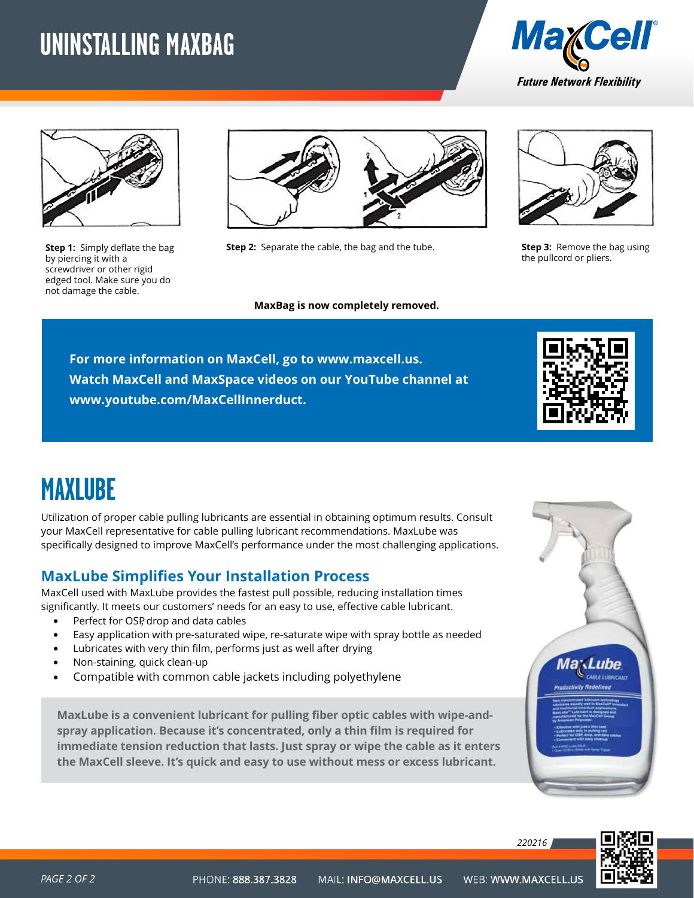# UNINSTALLING MAXBAG

**Step 1:** Simply deflate the bag by piercing it with a screwdriver or other rigid edged tool. Make sure you do not damage the cable.

**Step 2:** Separate the cable, the bag and the tube.

**Step 3:** Remove the bag using the pullcord or pliers.

**MaxBag is now completely removed.**

**For more information on MaxCell, go to www.maxcell.us. Watch MaxCell and MaxSpace videos on our YouTube channel at www.youtube.com/MaxCellInnerduct.**

# MAXLUBE

Utilization of proper cable pulling lubricants are essential in obtaining optimum results. Consult your MaxCell representative for cable pulling lubricant recommendations. MaxLube was specifically designed to improve MaxCell's performance under the most challenging applications.

## MaxLube Simplifies Your Installation Process

MaxCell used with MaxLube provides the fastest pull possible, reducing installation times significantly. It meets our customers' needs for an easy to use, effective cable lubricant.

- Perfect for OSP, drop and data cables
- Easy application with pre-saturated wipe, re-saturate wipe with spray bottle as needed
- Lubricates with very thin film, performs just as well after drying
- Non-staining, quick clean-up
- Compatible with common cable jackets including polyethylene

**MaxLube is a convenient lubricant for pulling fiber optic cables with wipe-and-spray application. Because it's concentrated, only a thin film is required for immediate tension reduction that lasts. Just spray or wipe the cable as it enters the MaxCell sleeve. It's quick and easy to use without mess or excess lubricant.**

*220216*

PHONE: **888.387.3828** MAIL: **INFO@MAXCELL.US** WEB: **WWW.MAXCELL.US**